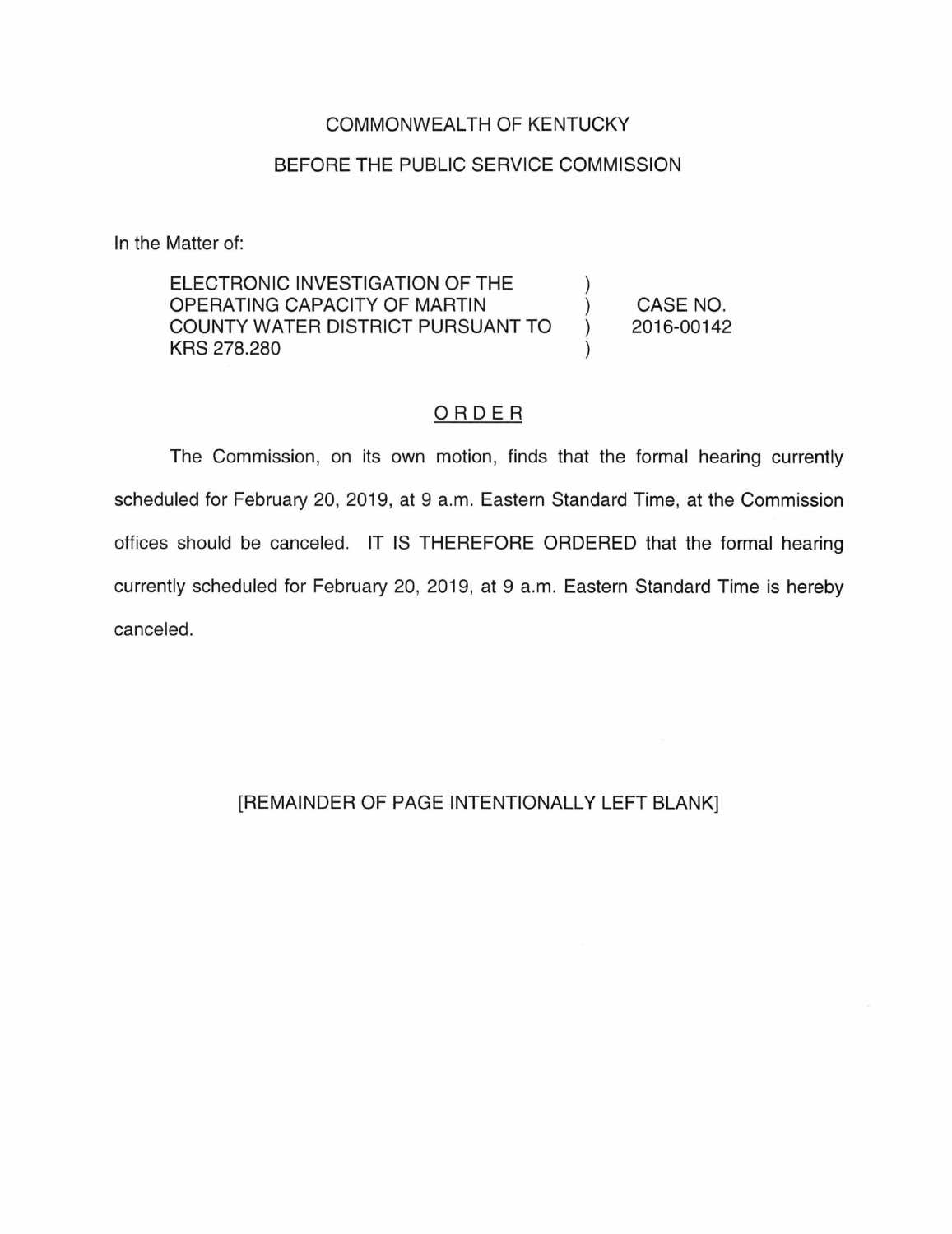COMMONWEALTH OF KENTUCKY

BEFORE THE PUBLIC SERVICE COMMISSION

In the Matter of:

| | | |
|---|---|---|
| ELECTRONIC INVESTIGATION OF THE OPERATING CAPACITY OF MARTIN COUNTY WATER DISTRICT PURSUANT TO KRS 278.280 | ) ) ) ) | CASE NO. 2016-00142 |

## ORDER

The Commission, on its own motion, finds that the formal hearing currently scheduled for February 20, 2019, at 9 a.m. Eastern Standard Time, at the Commission offices should be canceled. IT IS THEREFORE ORDERED that the formal hearing currently scheduled for February 20, 2019, at 9 a.m. Eastern Standard Time is hereby canceled.

[REMAINDER OF PAGE INTENTIONALLY LEFT BLANK]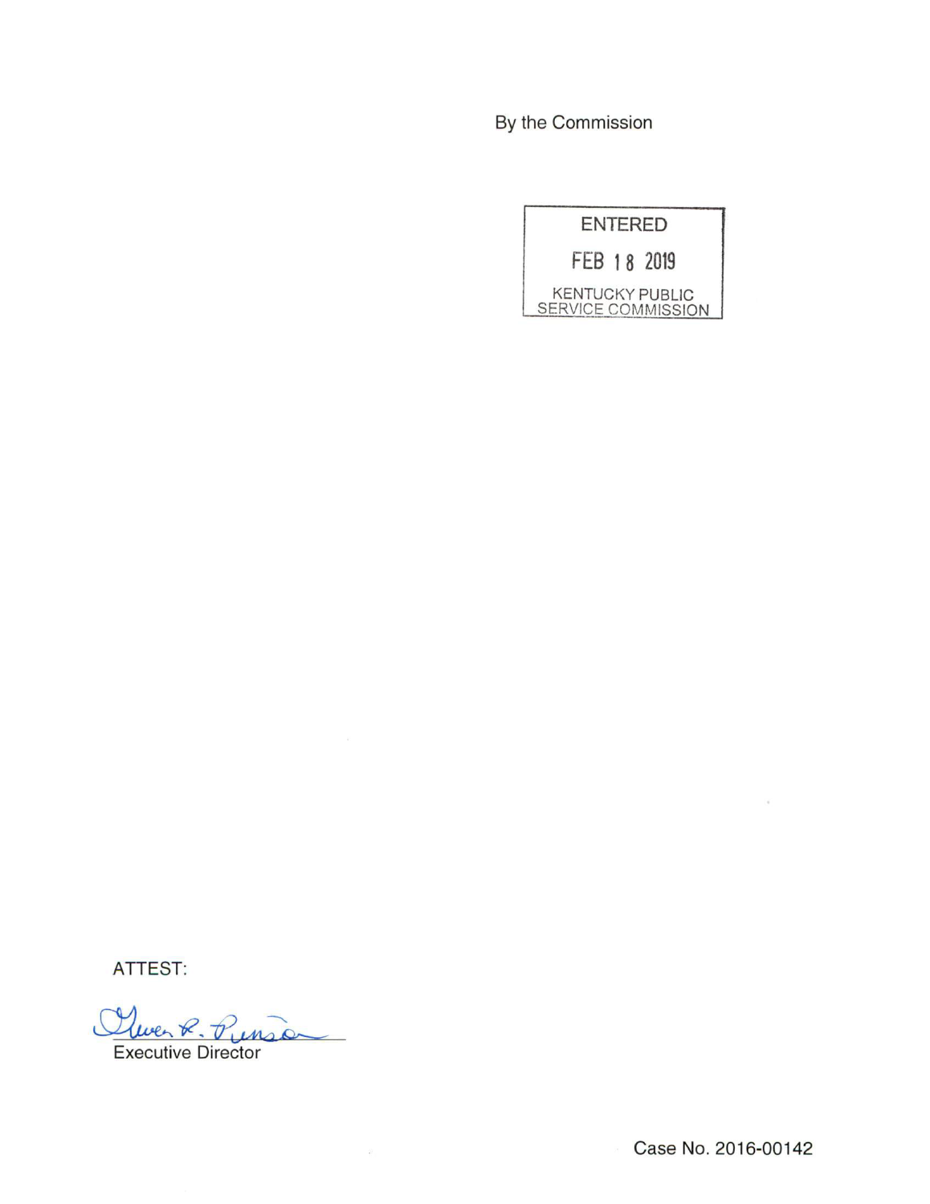By the Commission

ENTERED

FEB 18 2019

KENTUCKY PUBLIC SERVICE COMMISSION

ATTEST:

Executive Director

Case No. 2016-00142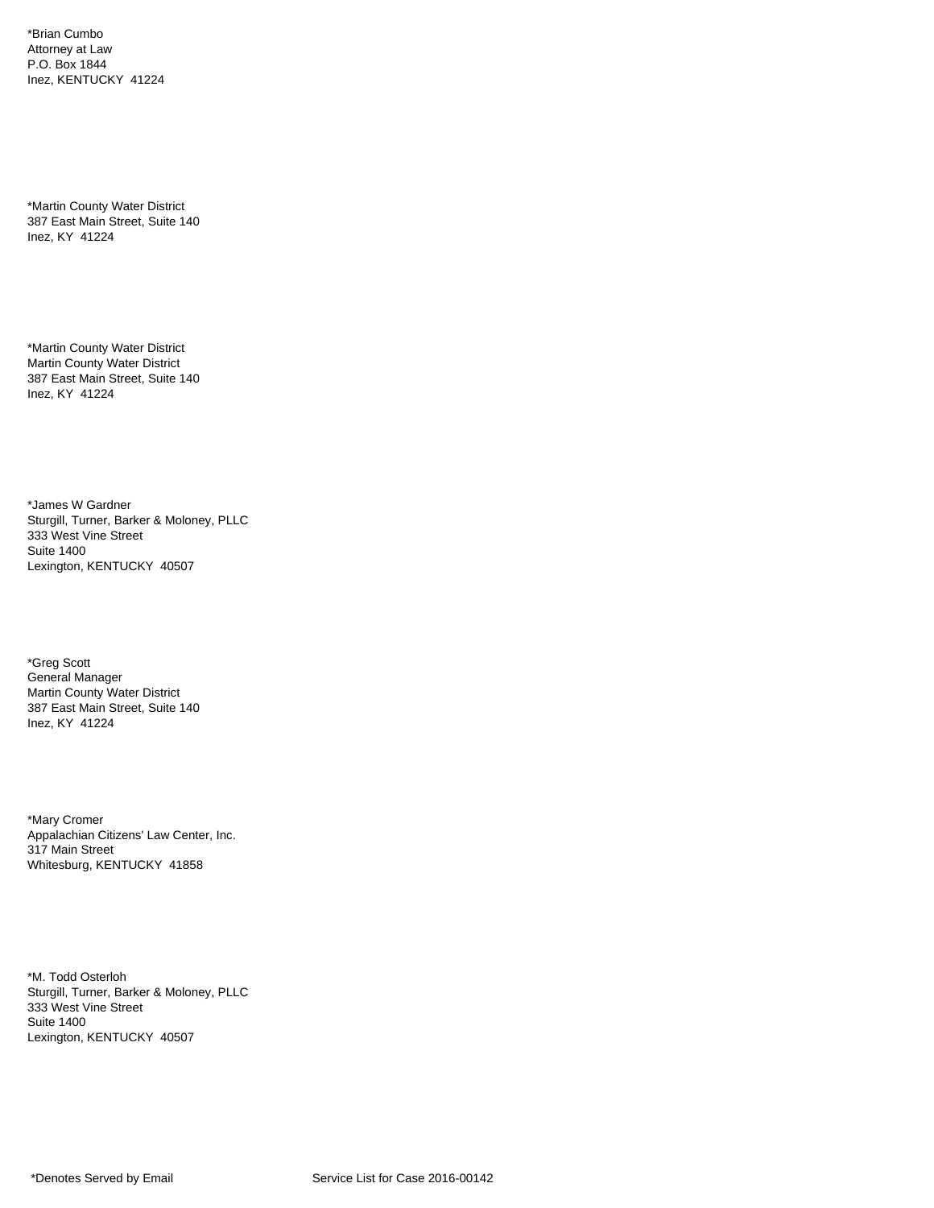*Brian Cumbo
Attorney at Law
P.O. Box 1844
Inez, KENTUCKY  41224

*Martin County Water District
387 East Main Street, Suite 140
Inez, KY  41224

*Martin County Water District
Martin County Water District
387 East Main Street, Suite 140
Inez, KY  41224

*James W Gardner
Sturgill, Turner, Barker & Moloney, PLLC
333 West Vine Street
Suite 1400
Lexington, KENTUCKY  40507

*Greg Scott
General Manager
Martin County Water District
387 East Main Street, Suite 140
Inez, KY  41224

*Mary Cromer
Appalachian Citizens' Law Center, Inc.
317 Main Street
Whitesburg, KENTUCKY  41858

*M. Todd Osterloh
Sturgill, Turner, Barker & Moloney, PLLC
333 West Vine Street
Suite 1400
Lexington, KENTUCKY  40507

*Denotes Served by Email

Service List for Case 2016-00142